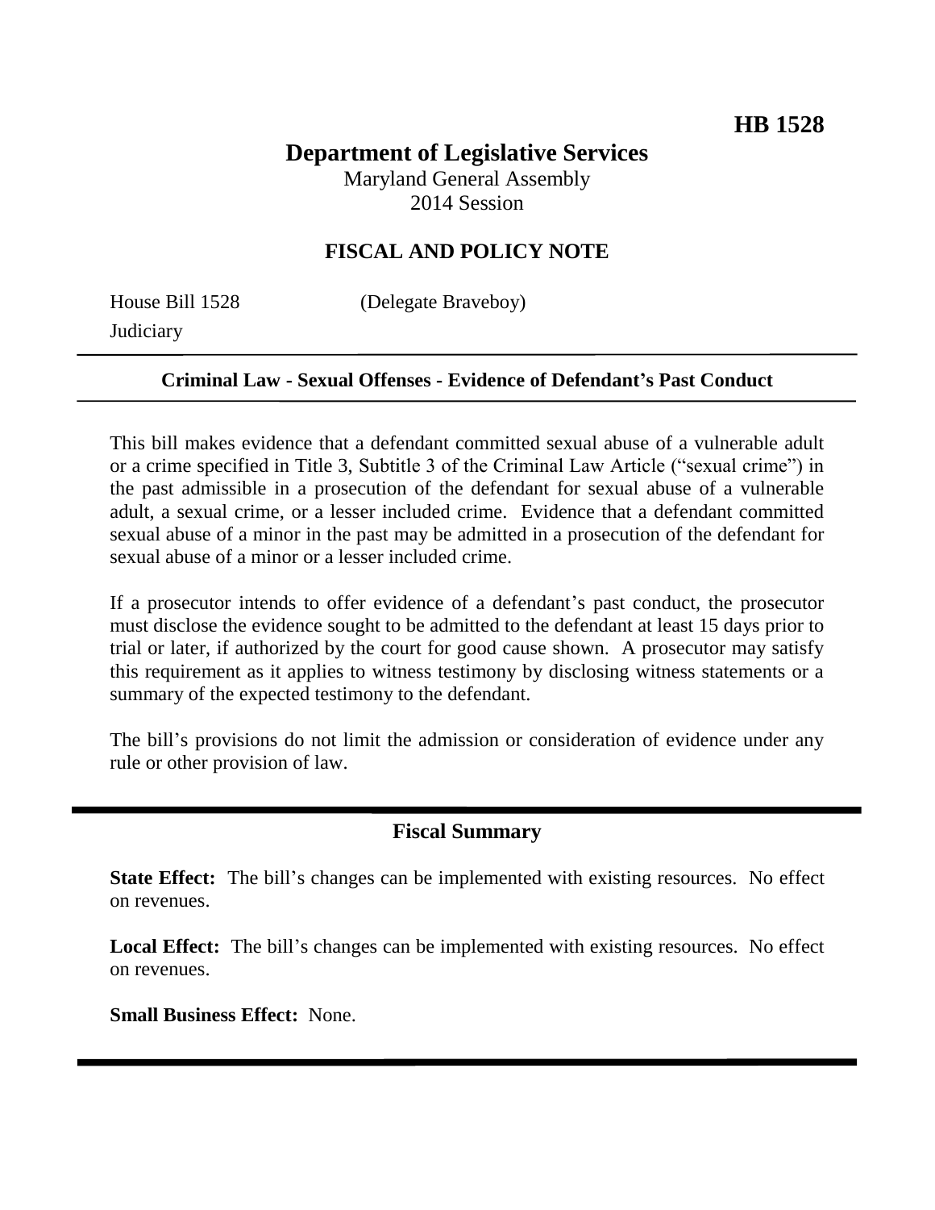**HB 1528**

# Department of Legislative Services

Maryland General Assembly
2014 Session

## FISCAL AND POLICY NOTE

House Bill 1528 (Delegate Braveboy)
Judiciary

**Criminal Law - Sexual Offenses - Evidence of Defendant's Past Conduct**

This bill makes evidence that a defendant committed sexual abuse of a vulnerable adult or a crime specified in Title 3, Subtitle 3 of the Criminal Law Article ("sexual crime") in the past admissible in a prosecution of the defendant for sexual abuse of a vulnerable adult, a sexual crime, or a lesser included crime. Evidence that a defendant committed sexual abuse of a minor in the past may be admitted in a prosecution of the defendant for sexual abuse of a minor or a lesser included crime.

If a prosecutor intends to offer evidence of a defendant's past conduct, the prosecutor must disclose the evidence sought to be admitted to the defendant at least 15 days prior to trial or later, if authorized by the court for good cause shown. A prosecutor may satisfy this requirement as it applies to witness testimony by disclosing witness statements or a summary of the expected testimony to the defendant.

The bill's provisions do not limit the admission or consideration of evidence under any rule or other provision of law.

## Fiscal Summary

**State Effect:** The bill's changes can be implemented with existing resources. No effect on revenues.

**Local Effect:** The bill's changes can be implemented with existing resources. No effect on revenues.

**Small Business Effect:** None.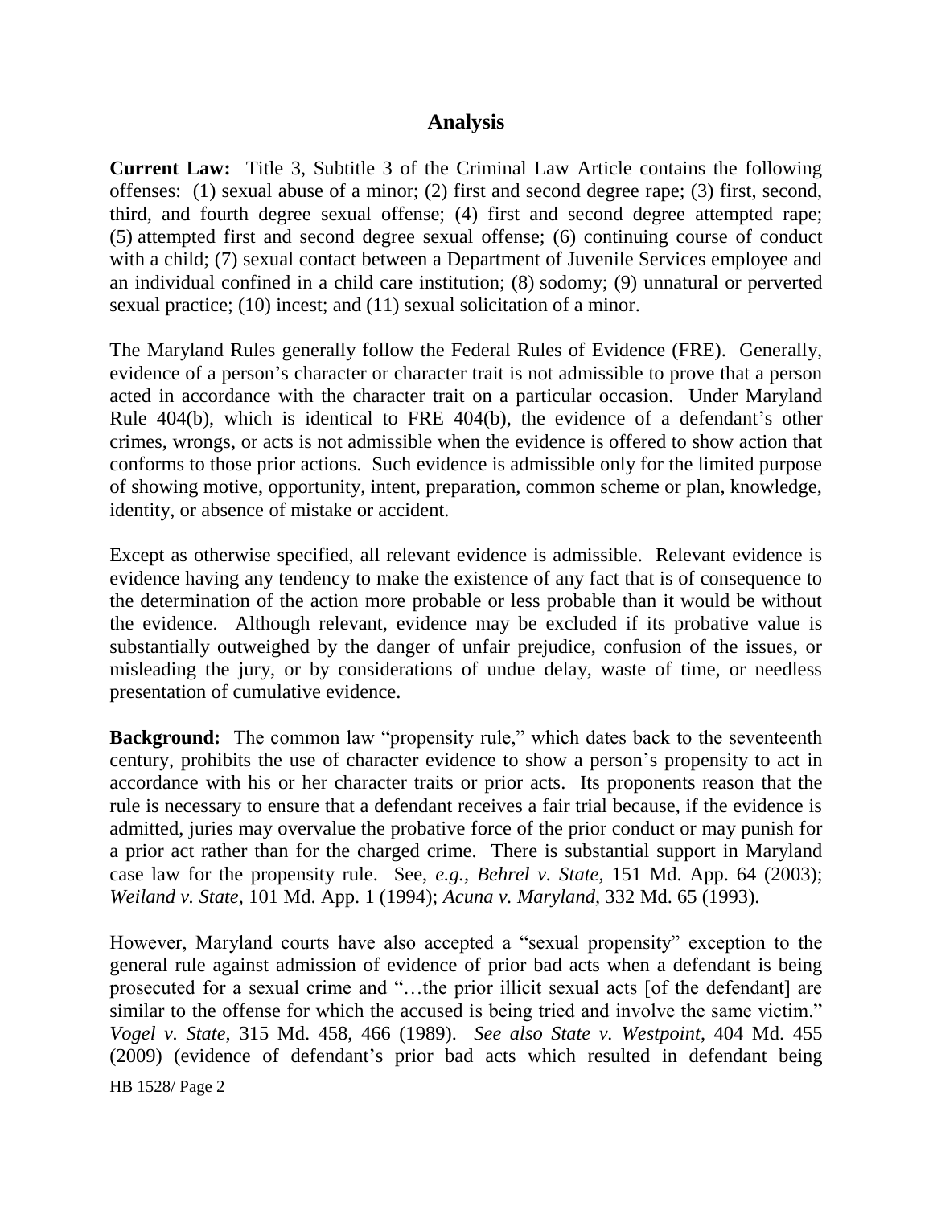## Analysis

**Current Law:** Title 3, Subtitle 3 of the Criminal Law Article contains the following offenses: (1) sexual abuse of a minor; (2) first and second degree rape; (3) first, second, third, and fourth degree sexual offense; (4) first and second degree attempted rape; (5) attempted first and second degree sexual offense; (6) continuing course of conduct with a child; (7) sexual contact between a Department of Juvenile Services employee and an individual confined in a child care institution; (8) sodomy; (9) unnatural or perverted sexual practice; (10) incest; and (11) sexual solicitation of a minor.

The Maryland Rules generally follow the Federal Rules of Evidence (FRE). Generally, evidence of a person's character or character trait is not admissible to prove that a person acted in accordance with the character trait on a particular occasion. Under Maryland Rule 404(b), which is identical to FRE 404(b), the evidence of a defendant's other crimes, wrongs, or acts is not admissible when the evidence is offered to show action that conforms to those prior actions. Such evidence is admissible only for the limited purpose of showing motive, opportunity, intent, preparation, common scheme or plan, knowledge, identity, or absence of mistake or accident.

Except as otherwise specified, all relevant evidence is admissible. Relevant evidence is evidence having any tendency to make the existence of any fact that is of consequence to the determination of the action more probable or less probable than it would be without the evidence. Although relevant, evidence may be excluded if its probative value is substantially outweighed by the danger of unfair prejudice, confusion of the issues, or misleading the jury, or by considerations of undue delay, waste of time, or needless presentation of cumulative evidence.

**Background:** The common law "propensity rule," which dates back to the seventeenth century, prohibits the use of character evidence to show a person's propensity to act in accordance with his or her character traits or prior acts. Its proponents reason that the rule is necessary to ensure that a defendant receives a fair trial because, if the evidence is admitted, juries may overvalue the probative force of the prior conduct or may punish for a prior act rather than for the charged crime. There is substantial support in Maryland case law for the propensity rule. See, *e.g., Behrel v. State,* 151 Md. App. 64 (2003); *Weiland v. State,* 101 Md. App. 1 (1994); *Acuna v. Maryland,* 332 Md. 65 (1993).

However, Maryland courts have also accepted a "sexual propensity" exception to the general rule against admission of evidence of prior bad acts when a defendant is being prosecuted for a sexual crime and "…the prior illicit sexual acts [of the defendant] are similar to the offense for which the accused is being tried and involve the same victim." *Vogel v. State*, 315 Md. 458, 466 (1989). *See also State v. Westpoint*, 404 Md. 455 (2009) (evidence of defendant's prior bad acts which resulted in defendant being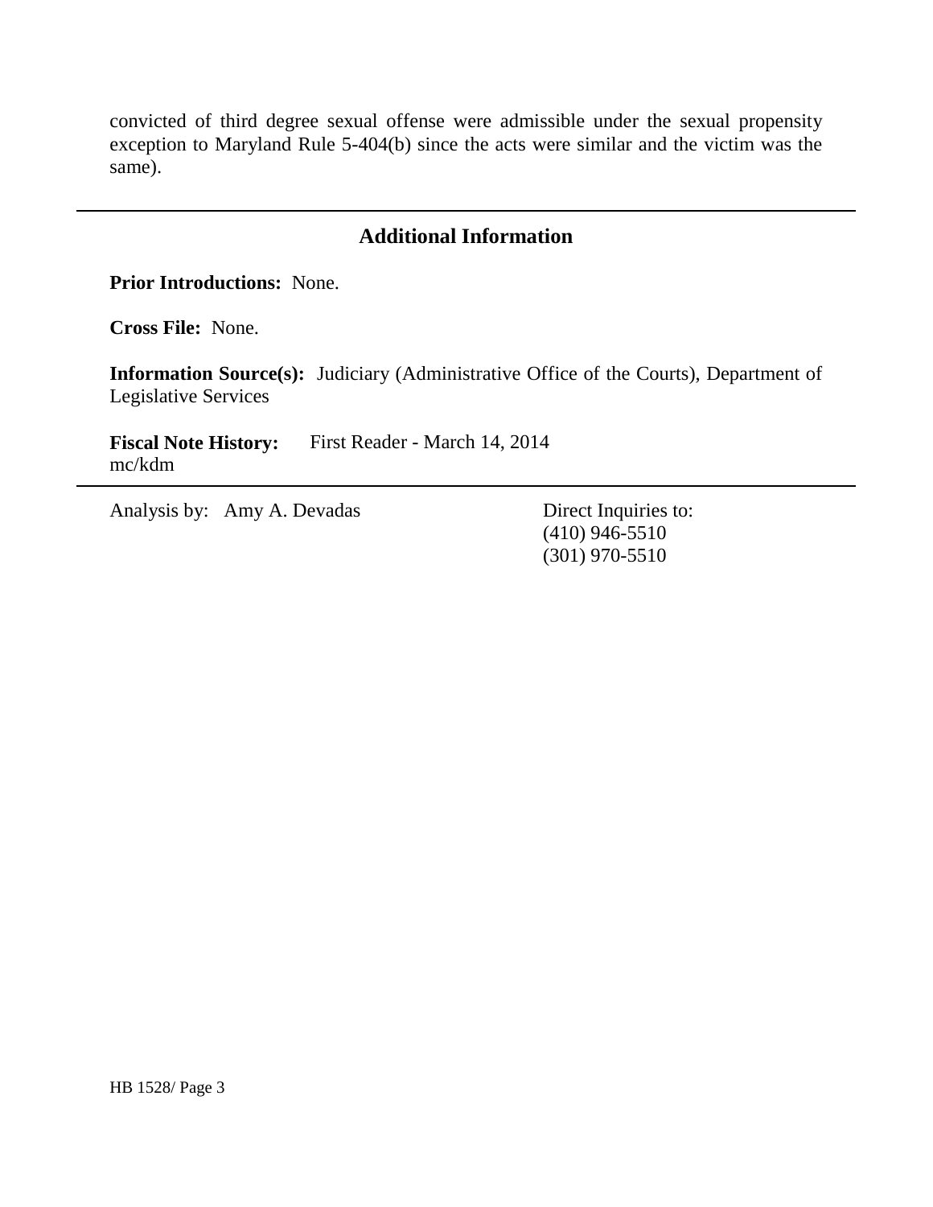convicted of third degree sexual offense were admissible under the sexual propensity exception to Maryland Rule 5-404(b) since the acts were similar and the victim was the same).

## Additional Information

**Prior Introductions:** None.

**Cross File:** None.

**Information Source(s):** Judiciary (Administrative Office of the Courts), Department of Legislative Services

**Fiscal Note History:** First Reader - March 14, 2014
mc/kdm

Analysis by: Amy A. Devadas

Direct Inquiries to:
(410) 946-5510
(301) 970-5510